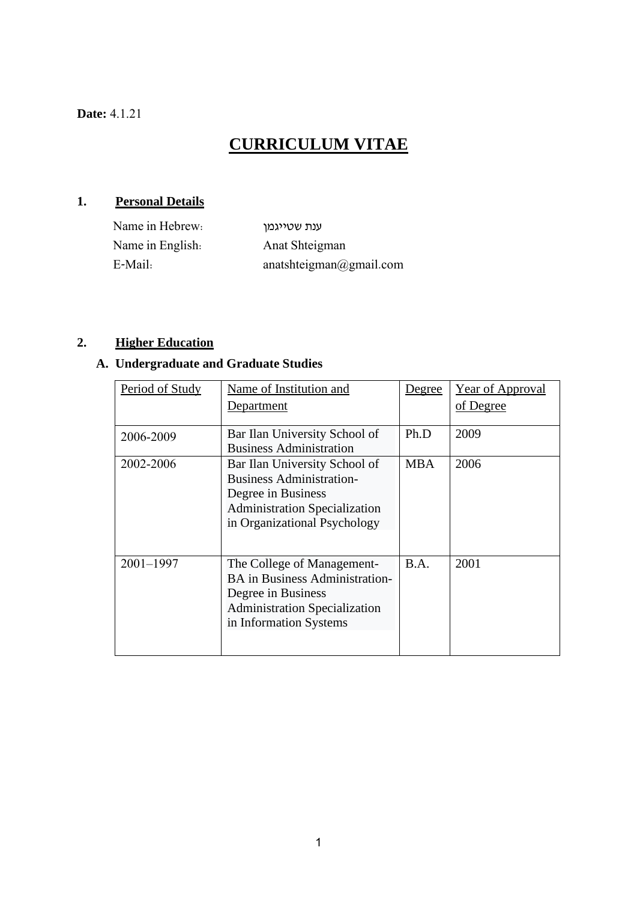**Date:** 4.1.21

# CURRICULUM VITAE

## 1. Personal Details

Name in Hebrew: ענת שטייגמן

Name in English: Anat Shteigman

E-Mail: anatshteigman@gmail.com

## 2. Higher Education

### A. Undergraduate and Graduate Studies

| Period of Study | Name of Institution and Department | Degree | Year of Approval of Degree |
|---|---|---|---|
| 2006-2009 | Bar Ilan University School of Business Administration | Ph.D | 2009 |
| 2002-2006 | Bar Ilan University School of Business Administration- Degree in Business Administration Specialization in Organizational Psychology | MBA | 2006 |
| 2001–1997 | The College of Management- BA in Business Administration- Degree in Business Administration Specialization in Information Systems | B.A. | 2001 |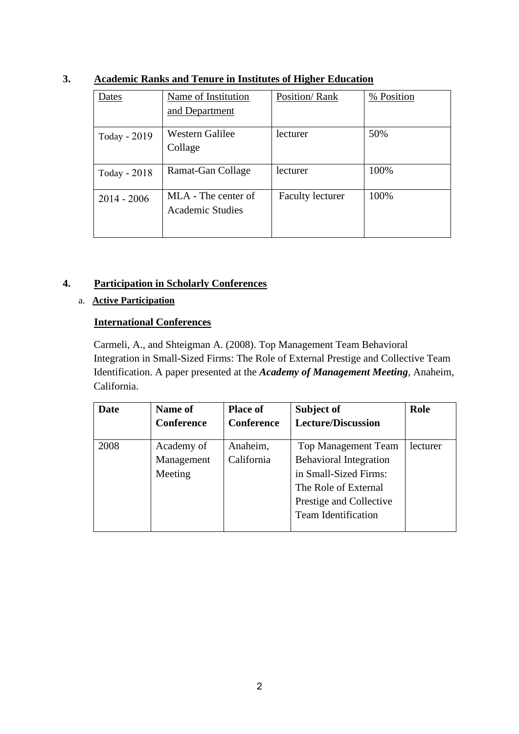## 3. Academic Ranks and Tenure in Institutes of Higher Education

| Dates | Name of Institution and Department | Position/ Rank | % Position |
|---|---|---|---|
| Today - 2019 | Western Galilee Collage | lecturer | 50% |
| Today - 2018 | Ramat-Gan Collage | lecturer | 100% |
| 2014 - 2006 | MLA - The center of Academic Studies | Faculty lecturer | 100% |

## 4. Participation in Scholarly Conferences

a. **Active Participation**

### International Conferences

Carmeli, A., and Shteigman A. (2008). Top Management Team Behavioral Integration in Small-Sized Firms: The Role of External Prestige and Collective Team Identification. A paper presented at the ***Academy of Management Meeting***, Anaheim, California.

| Date | Name of Conference | Place of Conference | Subject of Lecture/Discussion | Role |
|---|---|---|---|---|
| 2008 | Academy of Management Meeting | Anaheim, California | Top Management Team Behavioral Integration in Small-Sized Firms: The Role of External Prestige and Collective Team Identification | lecturer |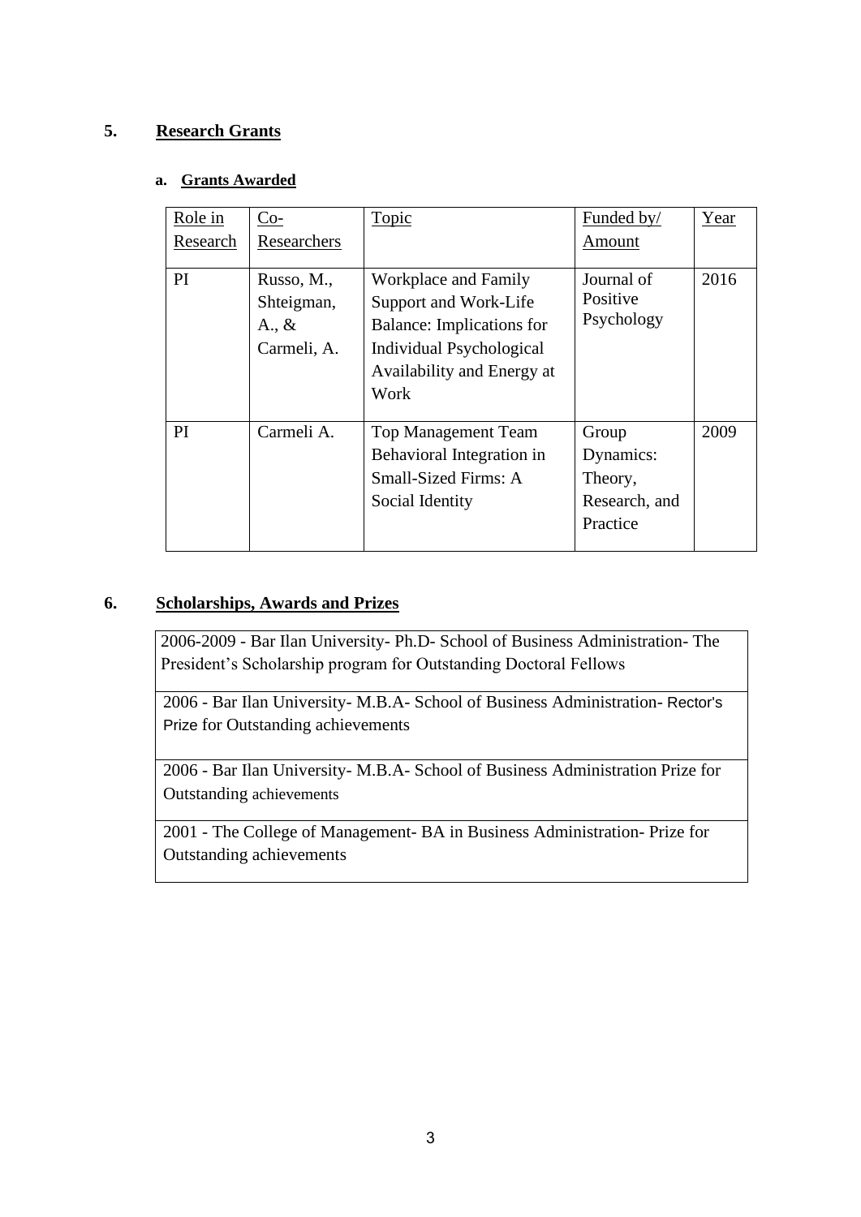## 5. Research Grants

### a. Grants Awarded

| Role in Research | Co-Researchers | Topic | Funded by/ Amount | Year |
|---|---|---|---|---|
| PI | Russo, M., Shteigman, A., & Carmeli, A. | Workplace and Family Support and Work-Life Balance: Implications for Individual Psychological Availability and Energy at Work | Journal of Positive Psychology | 2016 |
| PI | Carmeli A. | Top Management Team Behavioral Integration in Small-Sized Firms: A Social Identity | Group Dynamics: Theory, Research, and Practice | 2009 |

## 6. Scholarships, Awards and Prizes

| |
|---|
| 2006-2009 - Bar Ilan University- Ph.D- School of Business Administration- The President's Scholarship program for Outstanding Doctoral Fellows |
| 2006 - Bar Ilan University- M.B.A- School of Business Administration- Rector's Prize for Outstanding achievements |
| 2006 - Bar Ilan University- M.B.A- School of Business Administration Prize for Outstanding achievements |
| 2001 - The College of Management- BA in Business Administration- Prize for Outstanding achievements |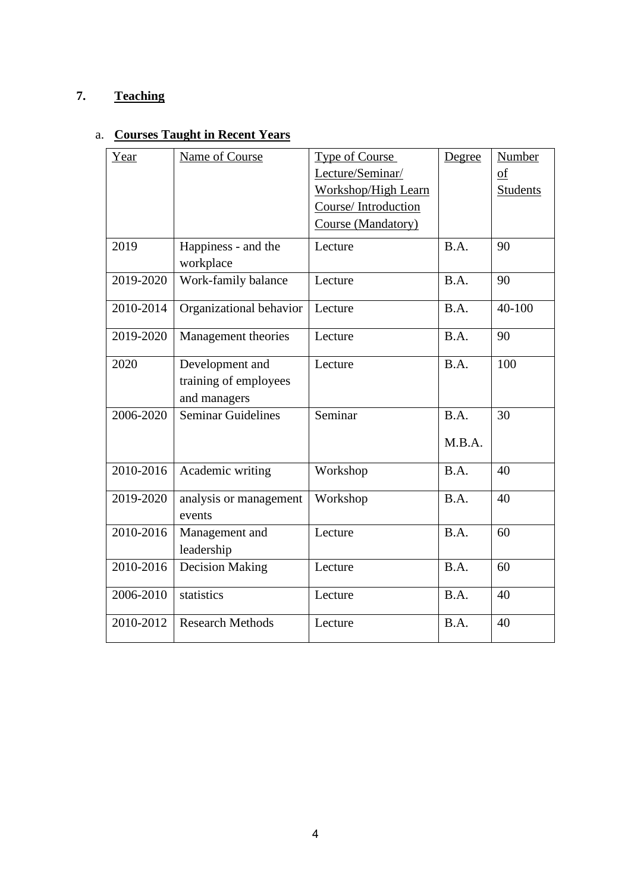## 7. Teaching

### a. Courses Taught in Recent Years

| Year | Name of Course | Type of Course Lecture/Seminar/ Workshop/High Learn Course/ Introduction Course (Mandatory) | Degree | Number of Students |
|---|---|---|---|---|
| 2019 | Happiness - and the workplace | Lecture | B.A. | 90 |
| 2019-2020 | Work-family balance | Lecture | B.A. | 90 |
| 2010-2014 | Organizational behavior | Lecture | B.A. | 40-100 |
| 2019-2020 | Management theories | Lecture | B.A. | 90 |
| 2020 | Development and training of employees and managers | Lecture | B.A. | 100 |
| 2006-2020 | Seminar Guidelines | Seminar | B.A. M.B.A. | 30 |
| 2010-2016 | Academic writing | Workshop | B.A. | 40 |
| 2019-2020 | analysis or management events | Workshop | B.A. | 40 |
| 2010-2016 | Management and leadership | Lecture | B.A. | 60 |
| 2010-2016 | Decision Making | Lecture | B.A. | 60 |
| 2006-2010 | statistics | Lecture | B.A. | 40 |
| 2010-2012 | Research Methods | Lecture | B.A. | 40 |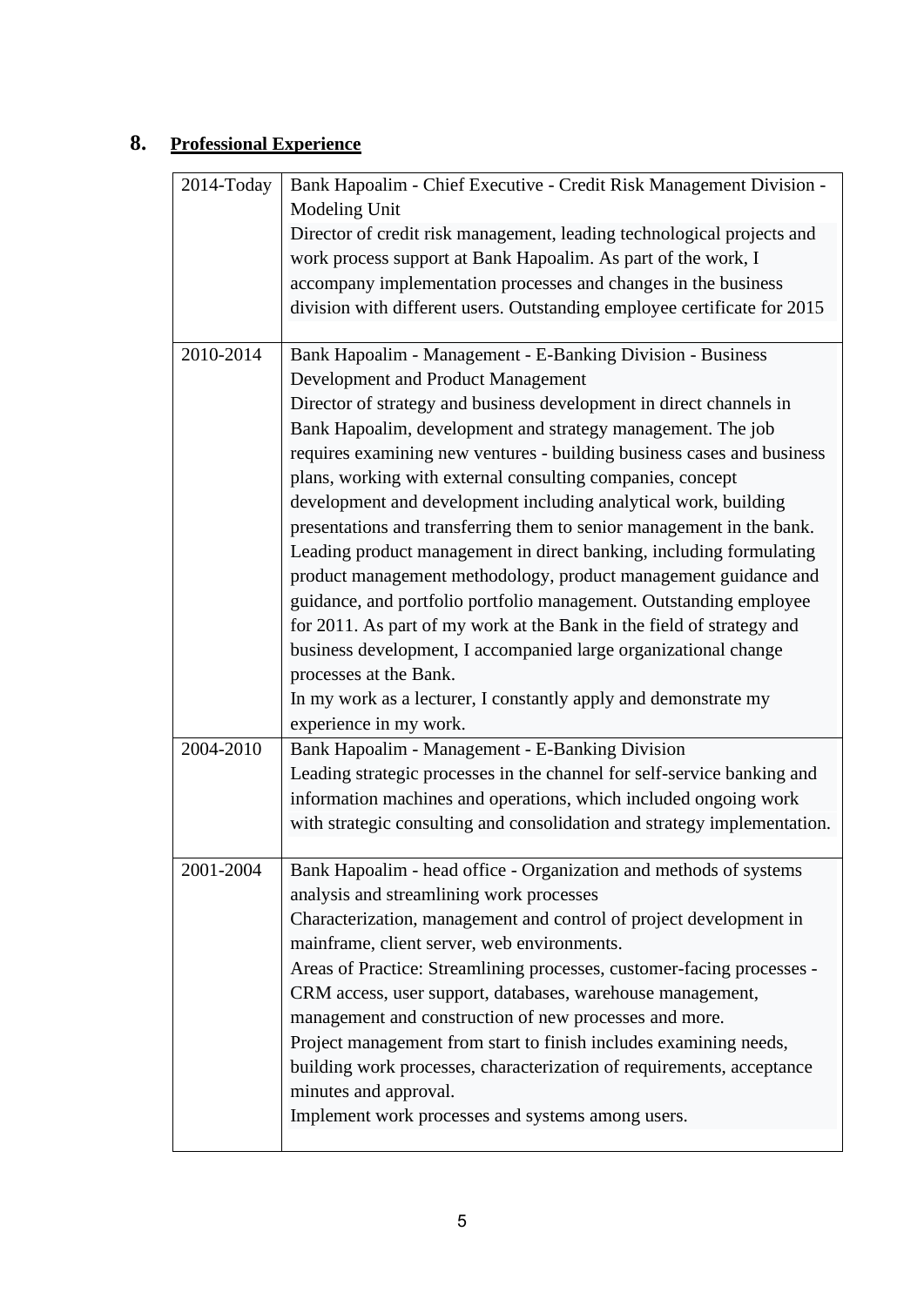## 8. Professional Experience

| | |
|---|---|
| 2014-Today | Bank Hapoalim - Chief Executive - Credit Risk Management Division - Modeling Unit<br>Director of credit risk management, leading technological projects and work process support at Bank Hapoalim. As part of the work, I accompany implementation processes and changes in the business division with different users. Outstanding employee certificate for 2015 |
| 2010-2014 | Bank Hapoalim - Management - E-Banking Division - Business Development and Product Management<br>Director of strategy and business development in direct channels in Bank Hapoalim, development and strategy management. The job requires examining new ventures - building business cases and business plans, working with external consulting companies, concept development and development including analytical work, building presentations and transferring them to senior management in the bank. Leading product management in direct banking, including formulating product management methodology, product management guidance and guidance, and portfolio portfolio management. Outstanding employee for 2011. As part of my work at the Bank in the field of strategy and business development, I accompanied large organizational change processes at the Bank.<br>In my work as a lecturer, I constantly apply and demonstrate my experience in my work. |
| 2004-2010 | Bank Hapoalim - Management - E-Banking Division<br>Leading strategic processes in the channel for self-service banking and information machines and operations, which included ongoing work with strategic consulting and consolidation and strategy implementation. |
| 2001-2004 | Bank Hapoalim - head office - Organization and methods of systems analysis and streamlining work processes<br>Characterization, management and control of project development in mainframe, client server, web environments.<br>Areas of Practice: Streamlining processes, customer-facing processes - CRM access, user support, databases, warehouse management, management and construction of new processes and more.<br>Project management from start to finish includes examining needs, building work processes, characterization of requirements, acceptance minutes and approval.<br>Implement work processes and systems among users. |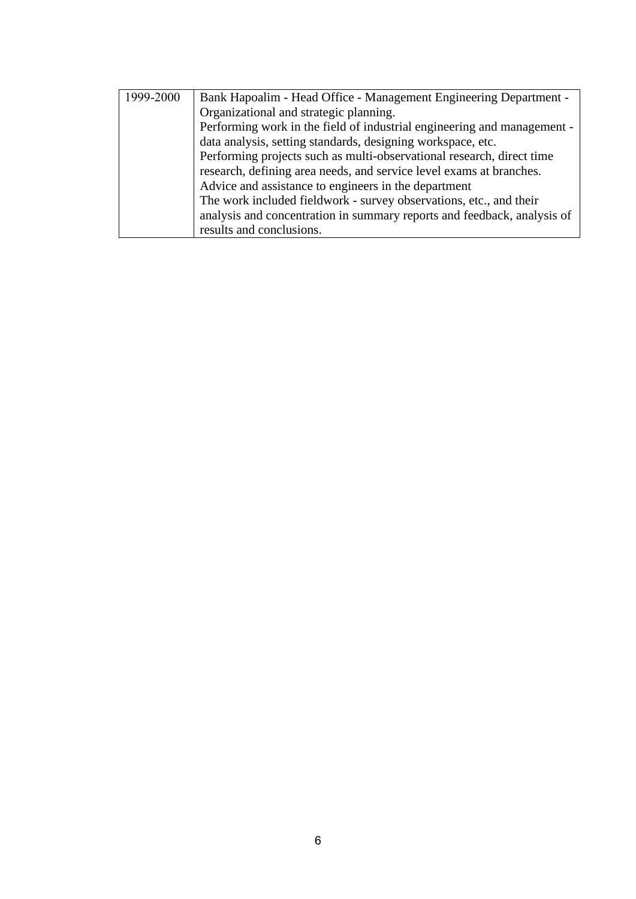| | |
|---|---|
| 1999-2000 | Bank Hapoalim - Head Office - Management Engineering Department - Organizational and strategic planning.<br>Performing work in the field of industrial engineering and management - data analysis, setting standards, designing workspace, etc.<br>Performing projects such as multi-observational research, direct time research, defining area needs, and service level exams at branches.<br>Advice and assistance to engineers in the department<br>The work included fieldwork - survey observations, etc., and their analysis and concentration in summary reports and feedback, analysis of results and conclusions. |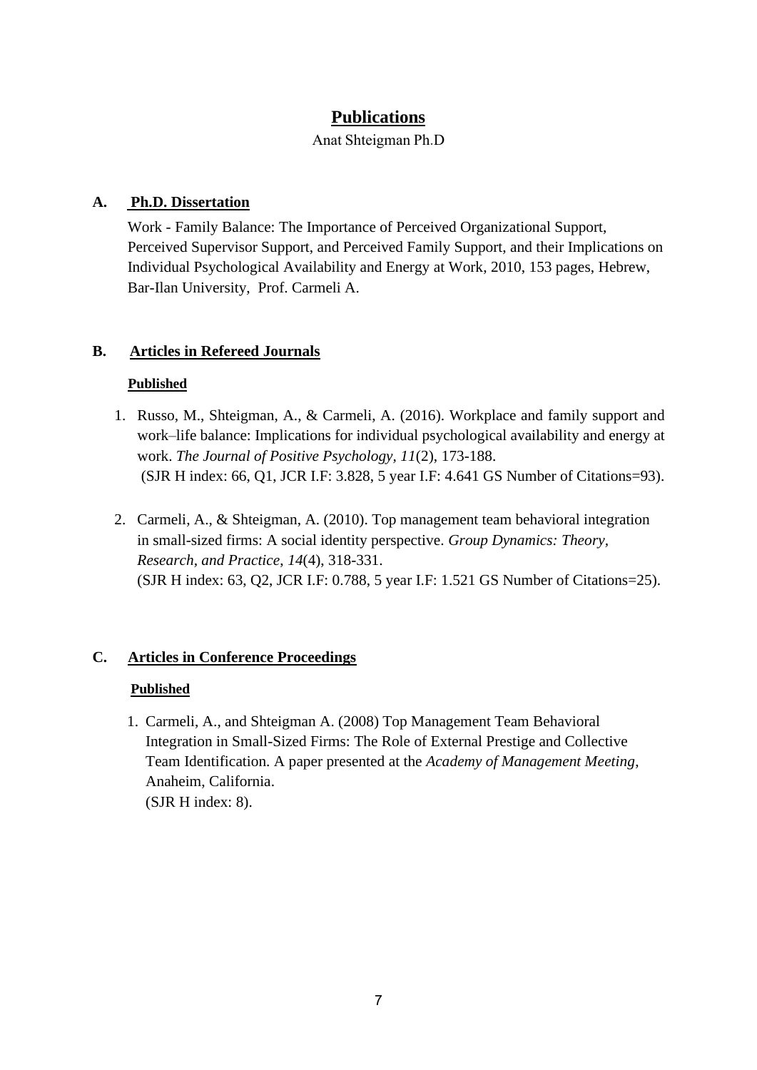# Publications

Anat Shteigman Ph.D

## A. Ph.D. Dissertation

Work - Family Balance: The Importance of Perceived Organizational Support, Perceived Supervisor Support, and Perceived Family Support, and their Implications on Individual Psychological Availability and Energy at Work, 2010, 153 pages, Hebrew, Bar-Ilan University, Prof. Carmeli A.

## B. Articles in Refereed Journals

**Published**

1. Russo, M., Shteigman, A., & Carmeli, A. (2016). Workplace and family support and work–life balance: Implications for individual psychological availability and energy at work. *The Journal of Positive Psychology, 11*(2), 173-188.
   (SJR H index: 66, Q1, JCR I.F: 3.828, 5 year I.F: 4.641 GS Number of Citations=93).

2. Carmeli, A., & Shteigman, A. (2010). Top management team behavioral integration in small-sized firms: A social identity perspective. *Group Dynamics: Theory, Research, and Practice*, *14*(4), 318-331.
   (SJR H index: 63, Q2, JCR I.F: 0.788, 5 year I.F: 1.521 GS Number of Citations=25).

## C. Articles in Conference Proceedings

**Published**

1. Carmeli, A., and Shteigman A. (2008) Top Management Team Behavioral Integration in Small-Sized Firms: The Role of External Prestige and Collective Team Identification. A paper presented at the *Academy of Management Meeting*, Anaheim, California.
   (SJR H index: 8).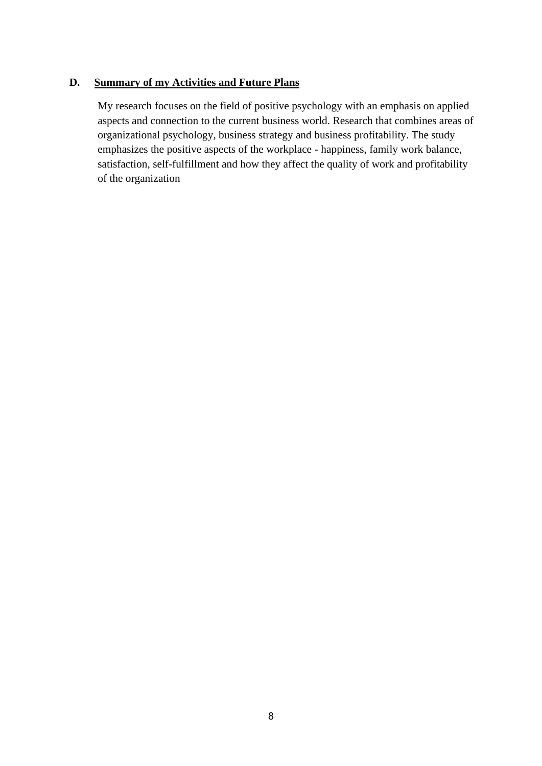## D. Summary of my Activities and Future Plans

My research focuses on the field of positive psychology with an emphasis on applied aspects and connection to the current business world. Research that combines areas of organizational psychology, business strategy and business profitability. The study emphasizes the positive aspects of the workplace - happiness, family work balance, satisfaction, self-fulfillment and how they affect the quality of work and profitability of the organization